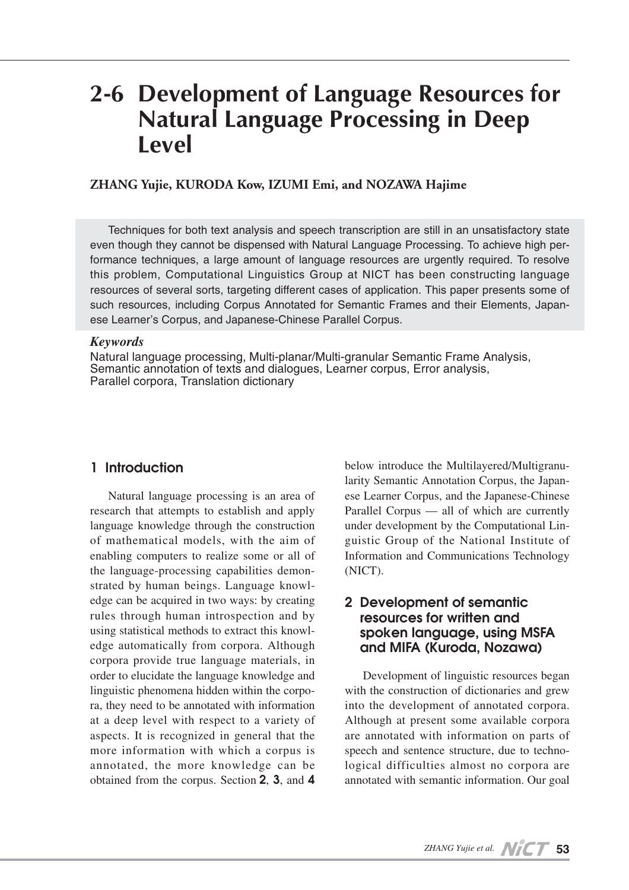# 2-6 Development of Language Resources for Natural Language Processing in Deep Level

**ZHANG Yujie, KURODA Kow, IZUMI Emi, and NOZAWA Hajime**

Techniques for both text analysis and speech transcription are still in an unsatisfactory state even though they cannot be dispensed with Natural Language Processing. To achieve high performance techniques, a large amount of language resources are urgently required. To resolve this problem, Computational Linguistics Group at NICT has been constructing language resources of several sorts, targeting different cases of application. This paper presents some of such resources, including Corpus Annotated for Semantic Frames and their Elements, Japanese Learner's Corpus, and Japanese-Chinese Parallel Corpus.

***Keywords***

Natural language processing, Multi-planar/Multi-granular Semantic Frame Analysis, Semantic annotation of texts and dialogues, Learner corpus, Error analysis, Parallel corpora, Translation dictionary

## 1 Introduction

Natural language processing is an area of research that attempts to establish and apply language knowledge through the construction of mathematical models, with the aim of enabling computers to realize some or all of the language-processing capabilities demonstrated by human beings. Language knowledge can be acquired in two ways: by creating rules through human introspection and by using statistical methods to extract this knowledge automatically from corpora. Although corpora provide true language materials, in order to elucidate the language knowledge and linguistic phenomena hidden within the corpora, they need to be annotated with information at a deep level with respect to a variety of aspects. It is recognized in general that the more information with which a corpus is annotated, the more knowledge can be obtained from the corpus. Section **2**, **3**, and **4** below introduce the Multilayered/Multigranularity Semantic Annotation Corpus, the Japanese Learner Corpus, and the Japanese-Chinese Parallel Corpus — all of which are currently under development by the Computational Linguistic Group of the National Institute of Information and Communications Technology (NICT).

## 2 Development of semantic resources for written and spoken language, using MSFA and MIFA (Kuroda, Nozawa)

Development of linguistic resources began with the construction of dictionaries and grew into the development of annotated corpora. Although at present some available corpora are annotated with information on parts of speech and sentence structure, due to technological difficulties almost no corpora are annotated with semantic information. Our goal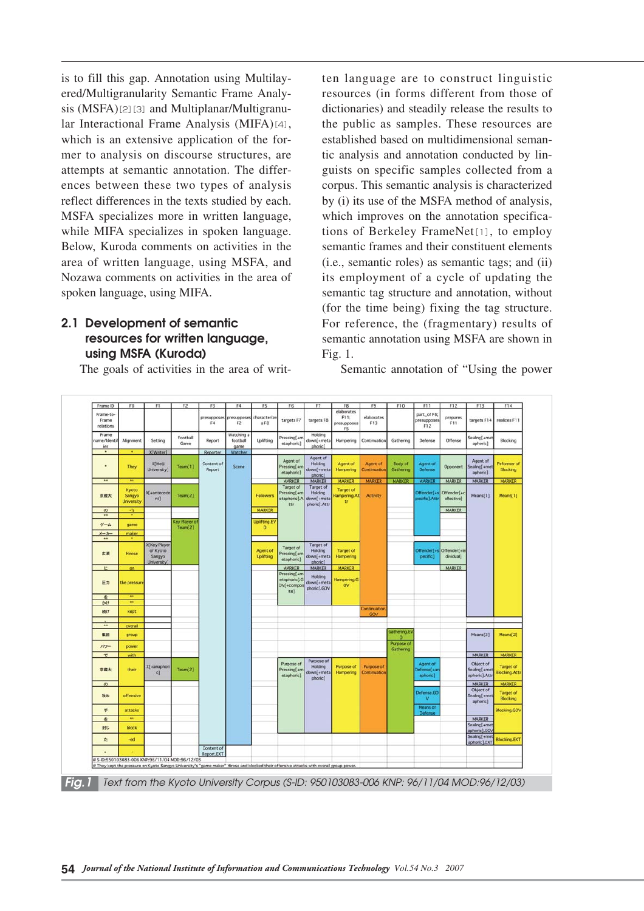is to fill this gap. Annotation using Multilayered/Multigranularity Semantic Frame Analysis (MSFA)[2][3] and Multiplanar/Multigranular Interactional Frame Analysis (MIFA)[4], which is an extensive application of the former to analysis on discourse structures, are attempts at semantic annotation. The differences between these two types of analysis reflect differences in the texts studied by each. MSFA specializes more in written language, while MIFA specializes in spoken language. Below, Kuroda comments on activities in the area of written language, using MSFA, and Nozawa comments on activities in the area of spoken language, using MIFA.

## 2.1 Development of semantic resources for written language, using MSFA (Kuroda)

The goals of activities in the area of written language are to construct linguistic resources (in forms different from those of dictionaries) and steadily release the results to the public as samples. These resources are established based on multidimensional semantic analysis and annotation conducted by linguists on specific samples collected from a corpus. This semantic analysis is characterized by (i) its use of the MSFA method of analysis, which improves on the annotation specifications of Berkeley FrameNet[1], to employ semantic frames and their constituent elements (i.e., semantic roles) as semantic tags; and (ii) its employment of a cycle of updating the semantic tag structure and annotation, without (for the time being) fixing the tag structure. For reference, the (fragmentary) results of semantic annotation using MSFA are shown in Fig. 1.

Semantic annotation of “Using the power

**Fig. 1** Text from the Kyoto University Corpus (S-ID: 950103083-006 KNP: 96/11/04 MOD:96/12/03)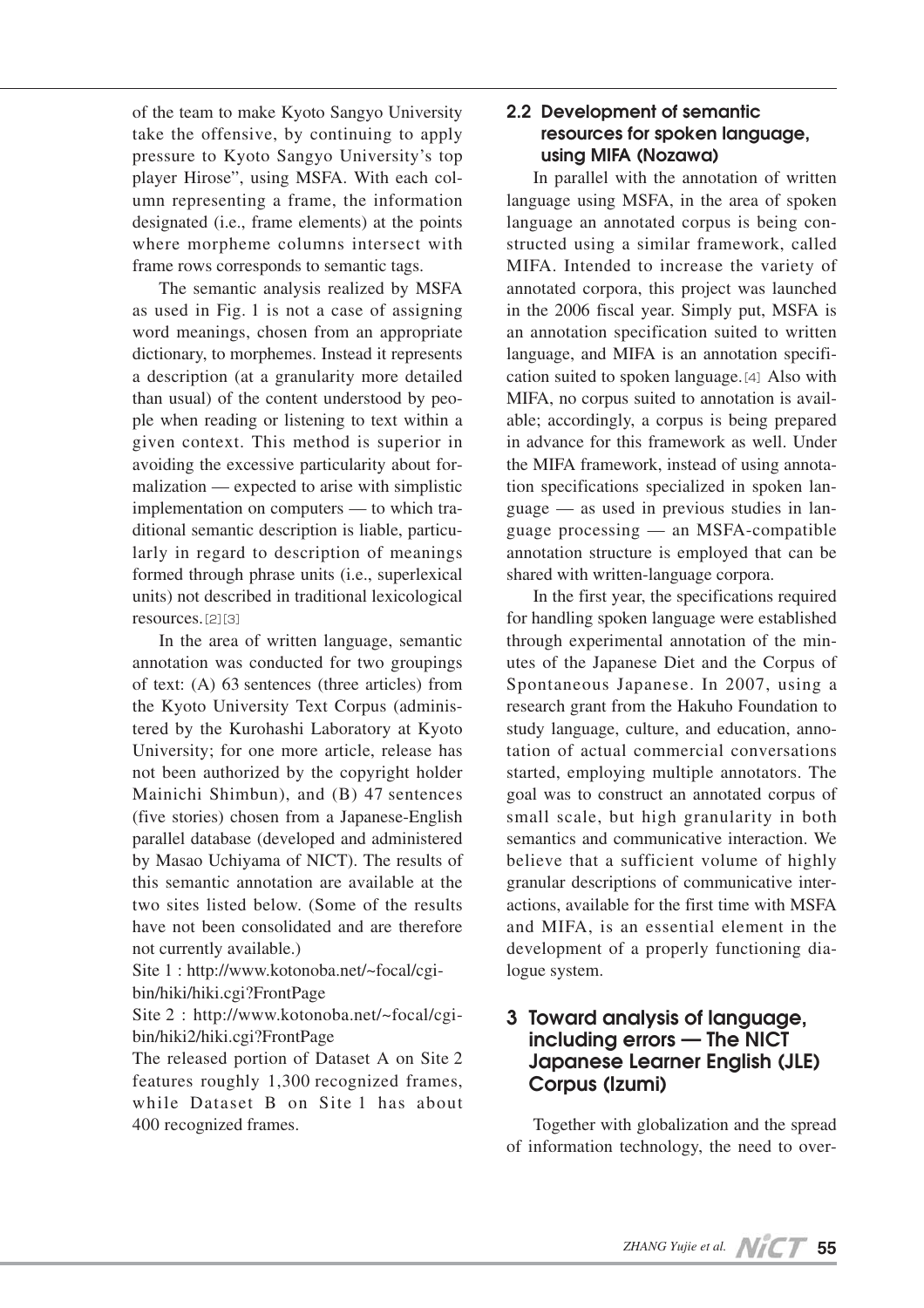of the team to make Kyoto Sangyo University take the offensive, by continuing to apply pressure to Kyoto Sangyo University's top player Hirose", using MSFA. With each column representing a frame, the information designated (i.e., frame elements) at the points where morpheme columns intersect with frame rows corresponds to semantic tags.

The semantic analysis realized by MSFA as used in Fig. 1 is not a case of assigning word meanings, chosen from an appropriate dictionary, to morphemes. Instead it represents a description (at a granularity more detailed than usual) of the content understood by people when reading or listening to text within a given context. This method is superior in avoiding the excessive particularity about formalization — expected to arise with simplistic implementation on computers — to which traditional semantic description is liable, particularly in regard to description of meanings formed through phrase units (i.e., superlexical units) not described in traditional lexicological resources.[2][3]

In the area of written language, semantic annotation was conducted for two groupings of text: (A) 63 sentences (three articles) from the Kyoto University Text Corpus (administered by the Kurohashi Laboratory at Kyoto University; for one more article, release has not been authorized by the copyright holder Mainichi Shimbun), and (B) 47 sentences (five stories) chosen from a Japanese-English parallel database (developed and administered by Masao Uchiyama of NICT). The results of this semantic annotation are available at the two sites listed below. (Some of the results have not been consolidated and are therefore not currently available.)

Site 1 : http://www.kotonoba.net/~focal/cgi-bin/hiki/hiki.cgi?FrontPage

Site 2 : http://www.kotonoba.net/~focal/cgi-bin/hiki2/hiki.cgi?FrontPage

The released portion of Dataset A on Site 2 features roughly 1,300 recognized frames, while Dataset B on Site 1 has about 400 recognized frames.

### 2.2 Development of semantic resources for spoken language, using MIFA (Nozawa)

In parallel with the annotation of written language using MSFA, in the area of spoken language an annotated corpus is being constructed using a similar framework, called MIFA. Intended to increase the variety of annotated corpora, this project was launched in the 2006 fiscal year. Simply put, MSFA is an annotation specification suited to written language, and MIFA is an annotation specification suited to spoken language.[4] Also with MIFA, no corpus suited to annotation is available; accordingly, a corpus is being prepared in advance for this framework as well. Under the MIFA framework, instead of using annotation specifications specialized in spoken language — as used in previous studies in language processing — an MSFA-compatible annotation structure is employed that can be shared with written-language corpora.

In the first year, the specifications required for handling spoken language were established through experimental annotation of the minutes of the Japanese Diet and the Corpus of Spontaneous Japanese. In 2007, using a research grant from the Hakuho Foundation to study language, culture, and education, annotation of actual commercial conversations started, employing multiple annotators. The goal was to construct an annotated corpus of small scale, but high granularity in both semantics and communicative interaction. We believe that a sufficient volume of highly granular descriptions of communicative interactions, available for the first time with MSFA and MIFA, is an essential element in the development of a properly functioning dialogue system.

## 3 Toward analysis of language, including errors — The NICT Japanese Learner English (JLE) Corpus (Izumi)

Together with globalization and the spread of information technology, the need to over-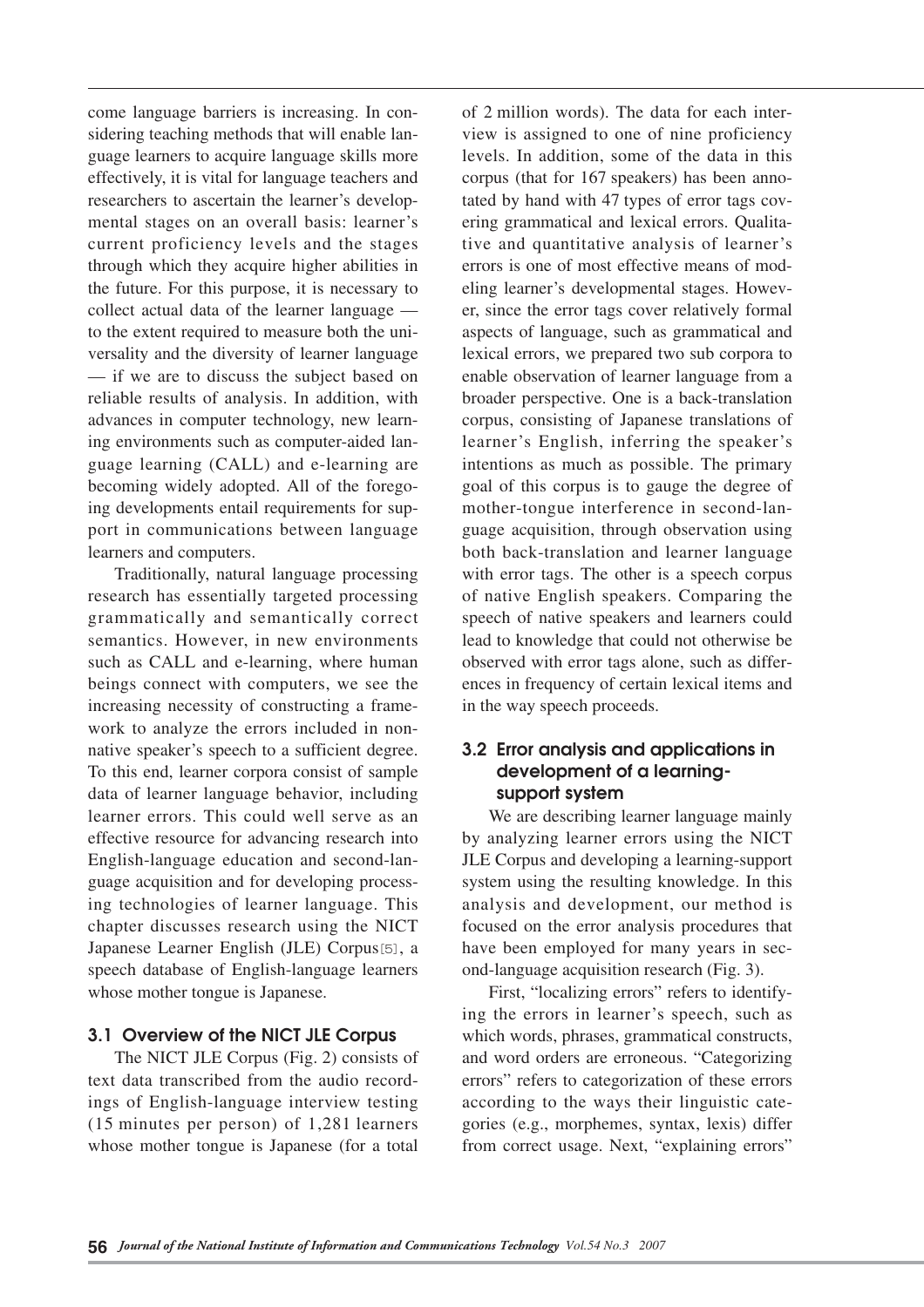come language barriers is increasing. In considering teaching methods that will enable language learners to acquire language skills more effectively, it is vital for language teachers and researchers to ascertain the learner's developmental stages on an overall basis: learner's current proficiency levels and the stages through which they acquire higher abilities in the future. For this purpose, it is necessary to collect actual data of the learner language — to the extent required to measure both the universality and the diversity of learner language — if we are to discuss the subject based on reliable results of analysis. In addition, with advances in computer technology, new learning environments such as computer-aided language learning (CALL) and e-learning are becoming widely adopted. All of the foregoing developments entail requirements for support in communications between language learners and computers.

Traditionally, natural language processing research has essentially targeted processing grammatically and semantically correct semantics. However, in new environments such as CALL and e-learning, where human beings connect with computers, we see the increasing necessity of constructing a framework to analyze the errors included in non-native speaker's speech to a sufficient degree. To this end, learner corpora consist of sample data of learner language behavior, including learner errors. This could well serve as an effective resource for advancing research into English-language education and second-language acquisition and for developing processing technologies of learner language. This chapter discusses research using the NICT Japanese Learner English (JLE) Corpus[5], a speech database of English-language learners whose mother tongue is Japanese.

### 3.1 Overview of the NICT JLE Corpus

The NICT JLE Corpus (Fig. 2) consists of text data transcribed from the audio recordings of English-language interview testing (15 minutes per person) of 1,281 learners whose mother tongue is Japanese (for a total of 2 million words). The data for each interview is assigned to one of nine proficiency levels. In addition, some of the data in this corpus (that for 167 speakers) has been annotated by hand with 47 types of error tags covering grammatical and lexical errors. Qualitative and quantitative analysis of learner's errors is one of most effective means of modeling learner's developmental stages. However, since the error tags cover relatively formal aspects of language, such as grammatical and lexical errors, we prepared two sub corpora to enable observation of learner language from a broader perspective. One is a back-translation corpus, consisting of Japanese translations of learner's English, inferring the speaker's intentions as much as possible. The primary goal of this corpus is to gauge the degree of mother-tongue interference in second-language acquisition, through observation using both back-translation and learner language with error tags. The other is a speech corpus of native English speakers. Comparing the speech of native speakers and learners could lead to knowledge that could not otherwise be observed with error tags alone, such as differences in frequency of certain lexical items and in the way speech proceeds.

### 3.2 Error analysis and applications in development of a learning-support system

We are describing learner language mainly by analyzing learner errors using the NICT JLE Corpus and developing a learning-support system using the resulting knowledge. In this analysis and development, our method is focused on the error analysis procedures that have been employed for many years in second-language acquisition research (Fig. 3).

First, "localizing errors" refers to identifying the errors in learner's speech, such as which words, phrases, grammatical constructs, and word orders are erroneous. "Categorizing errors" refers to categorization of these errors according to the ways their linguistic categories (e.g., morphemes, syntax, lexis) differ from correct usage. Next, "explaining errors"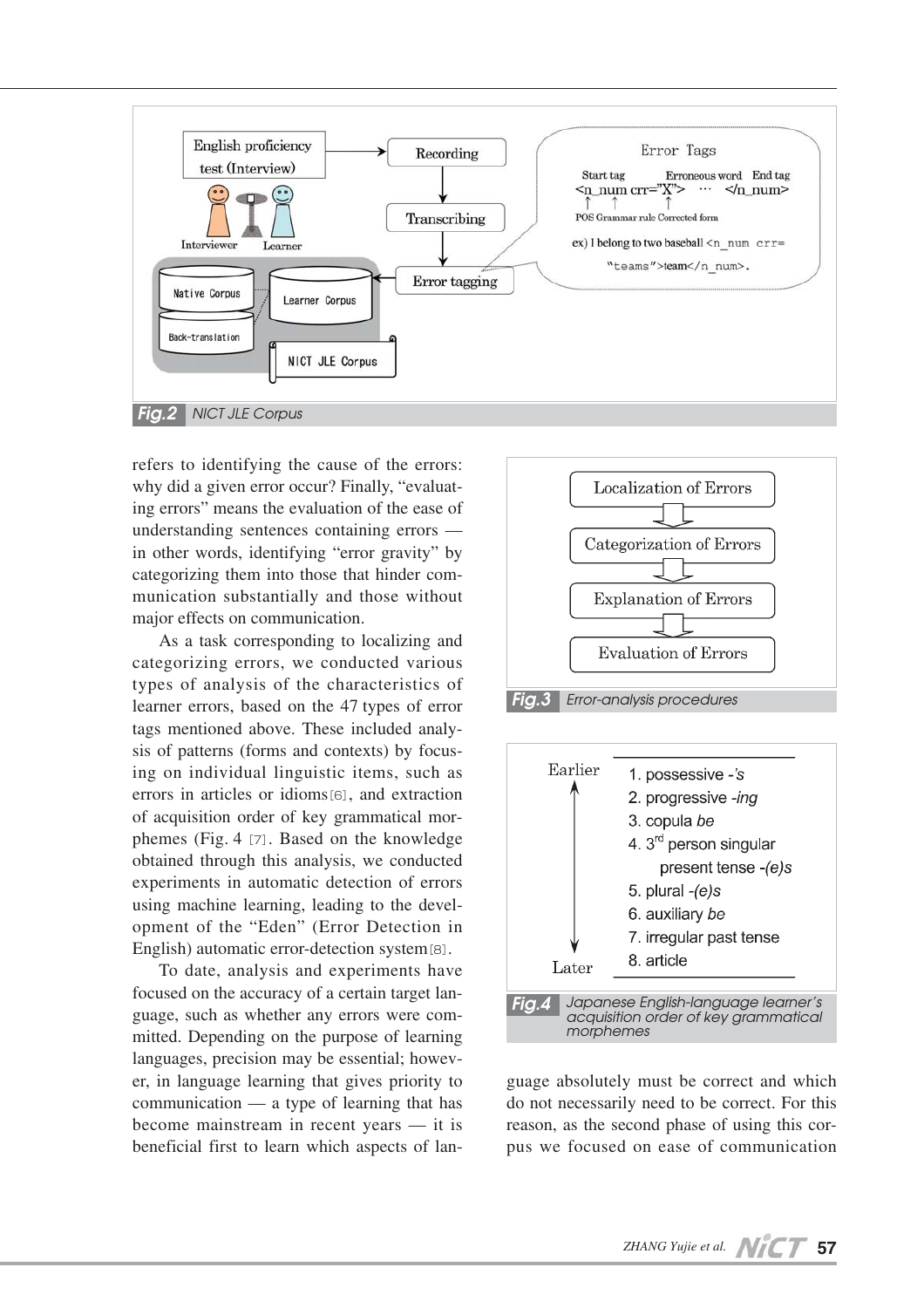Fig.2 NICT JLE Corpus

refers to identifying the cause of the errors: why did a given error occur? Finally, "evaluating errors" means the evaluation of the ease of understanding sentences containing errors — in other words, identifying "error gravity" by categorizing them into those that hinder communication substantially and those without major effects on communication.

As a task corresponding to localizing and categorizing errors, we conducted various types of analysis of the characteristics of learner errors, based on the 47 types of error tags mentioned above. These included analysis of patterns (forms and contexts) by focusing on individual linguistic items, such as errors in articles or idioms[6], and extraction of acquisition order of key grammatical morphemes (Fig. 4 [7]. Based on the knowledge obtained through this analysis, we conducted experiments in automatic detection of errors using machine learning, leading to the development of the "Eden" (Error Detection in English) automatic error-detection system[8].

To date, analysis and experiments have focused on the accuracy of a certain target language, such as whether any errors were committed. Depending on the purpose of learning languages, precision may be essential; however, in language learning that gives priority to communication — a type of learning that has become mainstream in recent years — it is beneficial first to learn which aspects of language absolutely must be correct and which do not necessarily need to be correct. For this reason, as the second phase of using this corpus we focused on ease of communication

Localization of Errors → Categorization of Errors → Explanation of Errors → Evaluation of Errors

Fig.3 Error-analysis procedures

| Earlier → Later | |
|---|---|
| | 1. possessive *-'s* |
| | 2. progressive *-ing* |
| | 3. copula *be* |
| | 4. 3rd person singular present tense *-(e)s* |
| | 5. plural *-(e)s* |
| | 6. auxiliary *be* |
| | 7. irregular past tense |
| | 8. article |

Fig.4 Japanese English-language learner's acquisition order of key grammatical morphemes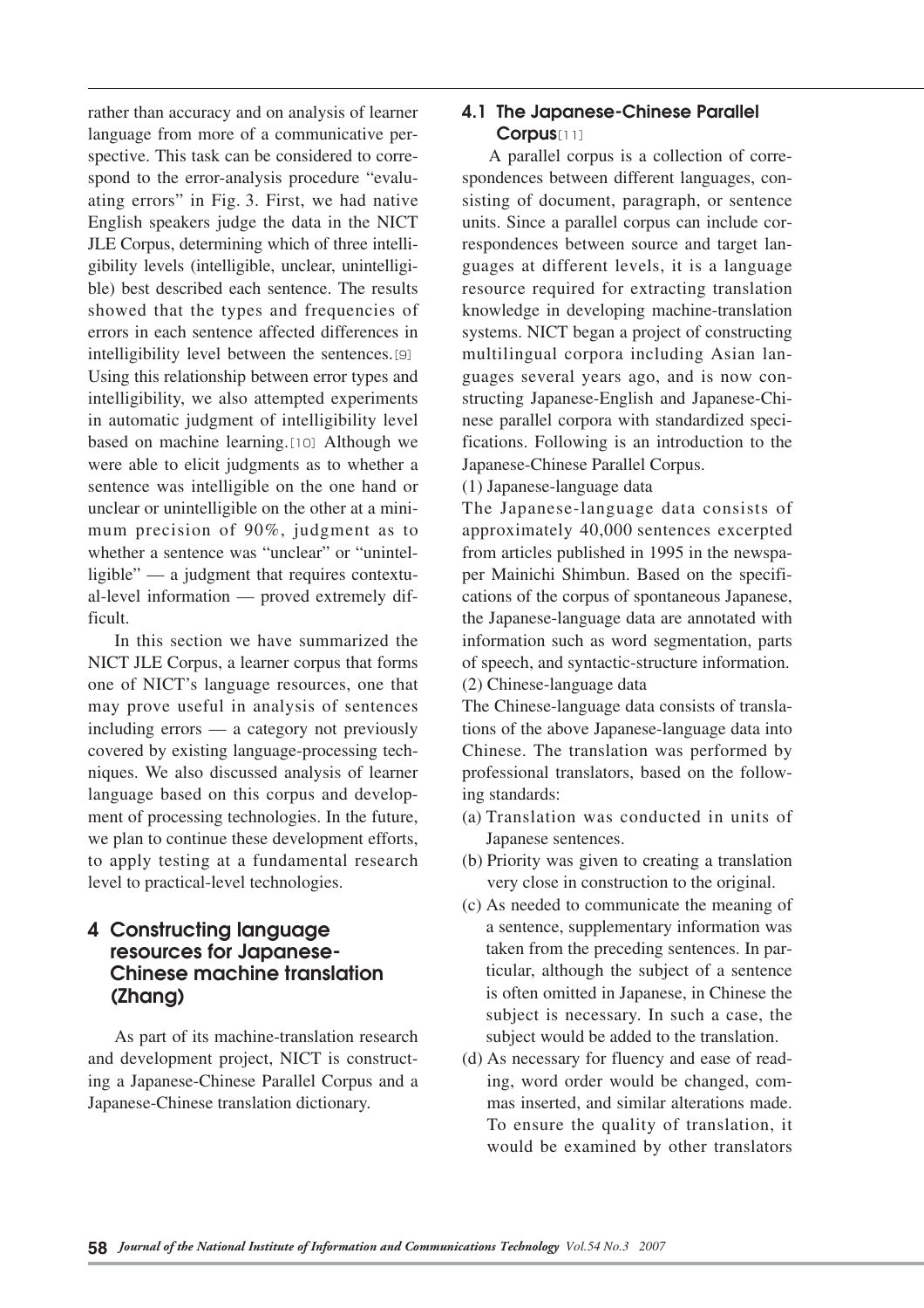rather than accuracy and on analysis of learner language from more of a communicative perspective. This task can be considered to correspond to the error-analysis procedure "evaluating errors" in Fig. 3. First, we had native English speakers judge the data in the NICT JLE Corpus, determining which of three intelligibility levels (intelligible, unclear, unintelligible) best described each sentence. The results showed that the types and frequencies of errors in each sentence affected differences in intelligibility level between the sentences.[9] Using this relationship between error types and intelligibility, we also attempted experiments in automatic judgment of intelligibility level based on machine learning.[10] Although we were able to elicit judgments as to whether a sentence was intelligible on the one hand or unclear or unintelligible on the other at a minimum precision of 90%, judgment as to whether a sentence was "unclear" or "unintelligible" — a judgment that requires contextual-level information — proved extremely difficult.

In this section we have summarized the NICT JLE Corpus, a learner corpus that forms one of NICT's language resources, one that may prove useful in analysis of sentences including errors — a category not previously covered by existing language-processing techniques. We also discussed analysis of learner language based on this corpus and development of processing technologies. In the future, we plan to continue these development efforts, to apply testing at a fundamental research level to practical-level technologies.

## 4 Constructing language resources for Japanese-Chinese machine translation (Zhang)

As part of its machine-translation research and development project, NICT is constructing a Japanese-Chinese Parallel Corpus and a Japanese-Chinese translation dictionary.

### 4.1 The Japanese-Chinese Parallel Corpus[11]

A parallel corpus is a collection of correspondences between different languages, consisting of document, paragraph, or sentence units. Since a parallel corpus can include correspondences between source and target languages at different levels, it is a language resource required for extracting translation knowledge in developing machine-translation systems. NICT began a project of constructing multilingual corpora including Asian languages several years ago, and is now constructing Japanese-English and Japanese-Chinese parallel corpora with standardized specifications. Following is an introduction to the Japanese-Chinese Parallel Corpus.

(1) Japanese-language data

The Japanese-language data consists of approximately 40,000 sentences excerpted from articles published in 1995 in the newspaper Mainichi Shimbun. Based on the specifications of the corpus of spontaneous Japanese, the Japanese-language data are annotated with information such as word segmentation, parts of speech, and syntactic-structure information.

(2) Chinese-language data

The Chinese-language data consists of translations of the above Japanese-language data into Chinese. The translation was performed by professional translators, based on the following standards:

(a) Translation was conducted in units of Japanese sentences.

(b) Priority was given to creating a translation very close in construction to the original.

(c) As needed to communicate the meaning of a sentence, supplementary information was taken from the preceding sentences. In particular, although the subject of a sentence is often omitted in Japanese, in Chinese the subject is necessary. In such a case, the subject would be added to the translation.

(d) As necessary for fluency and ease of reading, word order would be changed, commas inserted, and similar alterations made. To ensure the quality of translation, it would be examined by other translators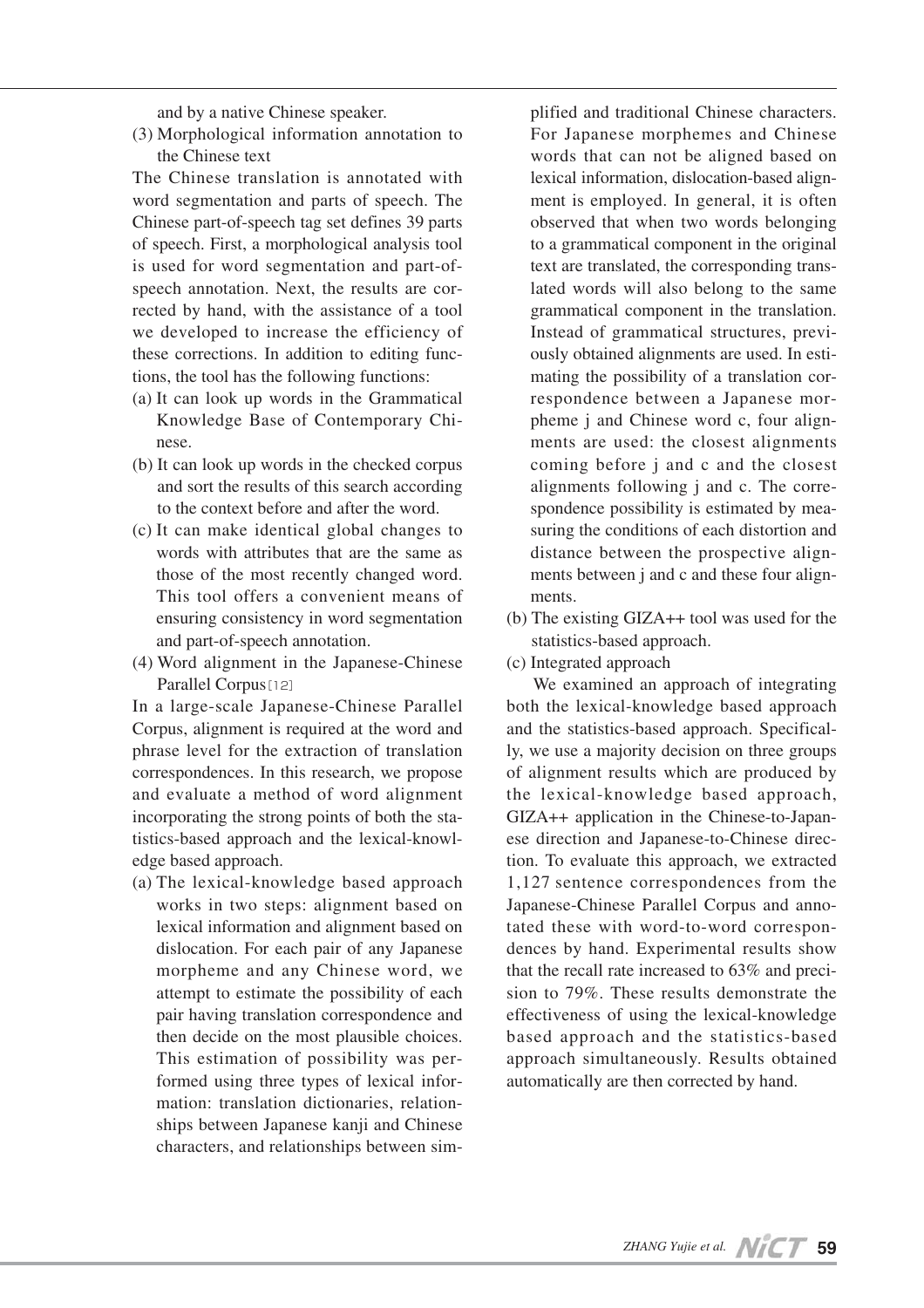and by a native Chinese speaker.

(3) Morphological information annotation to the Chinese text

The Chinese translation is annotated with word segmentation and parts of speech. The Chinese part-of-speech tag set defines 39 parts of speech. First, a morphological analysis tool is used for word segmentation and part-of-speech annotation. Next, the results are corrected by hand, with the assistance of a tool we developed to increase the efficiency of these corrections. In addition to editing functions, the tool has the following functions:

(a) It can look up words in the Grammatical Knowledge Base of Contemporary Chinese.

(b) It can look up words in the checked corpus and sort the results of this search according to the context before and after the word.

(c) It can make identical global changes to words with attributes that are the same as those of the most recently changed word. This tool offers a convenient means of ensuring consistency in word segmentation and part-of-speech annotation.

(4) Word alignment in the Japanese-Chinese Parallel Corpus[12]

In a large-scale Japanese-Chinese Parallel Corpus, alignment is required at the word and phrase level for the extraction of translation correspondences. In this research, we propose and evaluate a method of word alignment incorporating the strong points of both the statistics-based approach and the lexical-knowledge based approach.

(a) The lexical-knowledge based approach works in two steps: alignment based on lexical information and alignment based on dislocation. For each pair of any Japanese morpheme and any Chinese word, we attempt to estimate the possibility of each pair having translation correspondence and then decide on the most plausible choices. This estimation of possibility was performed using three types of lexical information: translation dictionaries, relationships between Japanese kanji and Chinese characters, and relationships between simplified and traditional Chinese characters. For Japanese morphemes and Chinese words that can not be aligned based on lexical information, dislocation-based alignment is employed. In general, it is often observed that when two words belonging to a grammatical component in the original text are translated, the corresponding translated words will also belong to the same grammatical component in the translation. Instead of grammatical structures, previously obtained alignments are used. In estimating the possibility of a translation correspondence between a Japanese morpheme j and Chinese word c, four alignments are used: the closest alignments coming before j and c and the closest alignments following j and c. The correspondence possibility is estimated by measuring the conditions of each distortion and distance between the prospective alignments between j and c and these four alignments.

(b) The existing GIZA++ tool was used for the statistics-based approach.

(c) Integrated approach

We examined an approach of integrating both the lexical-knowledge based approach and the statistics-based approach. Specifically, we use a majority decision on three groups of alignment results which are produced by the lexical-knowledge based approach, GIZA++ application in the Chinese-to-Japanese direction and Japanese-to-Chinese direction. To evaluate this approach, we extracted 1,127 sentence correspondences from the Japanese-Chinese Parallel Corpus and annotated these with word-to-word correspondences by hand. Experimental results show that the recall rate increased to 63% and precision to 79%. These results demonstrate the effectiveness of using the lexical-knowledge based approach and the statistics-based approach simultaneously. Results obtained automatically are then corrected by hand.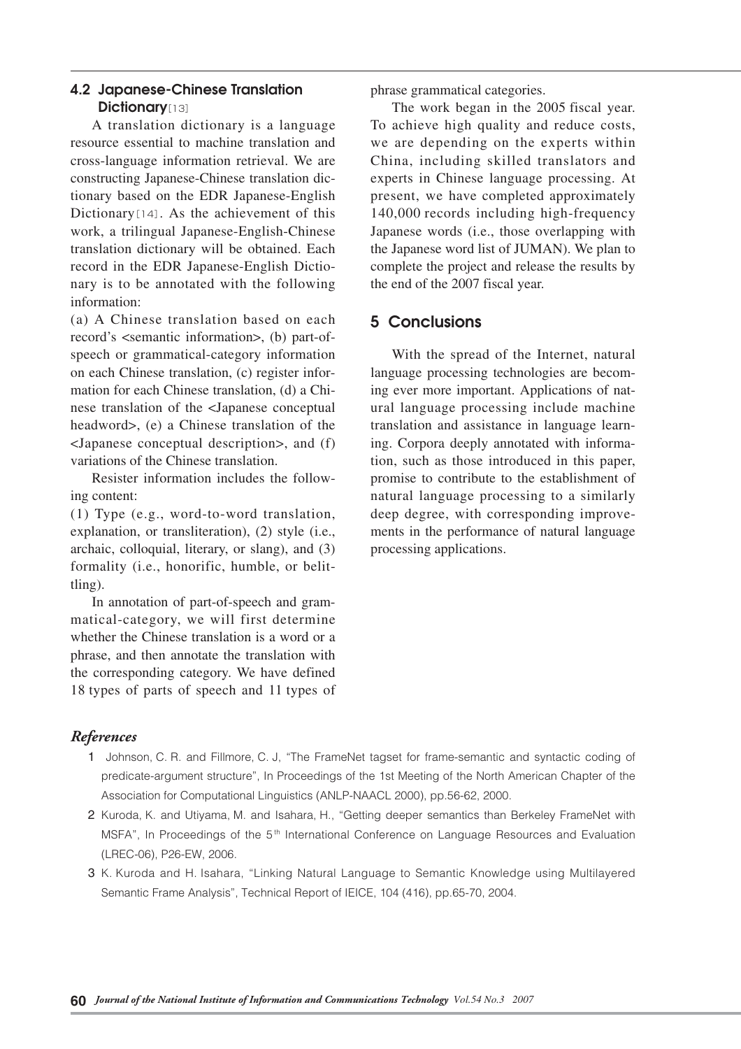### 4.2 Japanese-Chinese Translation Dictionary[13]

A translation dictionary is a language resource essential to machine translation and cross-language information retrieval. We are constructing Japanese-Chinese translation dictionary based on the EDR Japanese-English Dictionary[14]. As the achievement of this work, a trilingual Japanese-English-Chinese translation dictionary will be obtained. Each record in the EDR Japanese-English Dictionary is to be annotated with the following information:

(a) A Chinese translation based on each record's <semantic information>, (b) part-of-speech or grammatical-category information on each Chinese translation, (c) register information for each Chinese translation, (d) a Chinese translation of the <Japanese conceptual headword>, (e) a Chinese translation of the <Japanese conceptual description>, and (f) variations of the Chinese translation.

Resister information includes the following content:

(1) Type (e.g., word-to-word translation, explanation, or transliteration), (2) style (i.e., archaic, colloquial, literary, or slang), and (3) formality (i.e., honorific, humble, or belittling).

In annotation of part-of-speech and grammatical-category, we will first determine whether the Chinese translation is a word or a phrase, and then annotate the translation with the corresponding category. We have defined 18 types of parts of speech and 11 types of phrase grammatical categories.

The work began in the 2005 fiscal year. To achieve high quality and reduce costs, we are depending on the experts within China, including skilled translators and experts in Chinese language processing. At present, we have completed approximately 140,000 records including high-frequency Japanese words (i.e., those overlapping with the Japanese word list of JUMAN). We plan to complete the project and release the results by the end of the 2007 fiscal year.

## 5 Conclusions

With the spread of the Internet, natural language processing technologies are becoming ever more important. Applications of natural language processing include machine translation and assistance in language learning. Corpora deeply annotated with information, such as those introduced in this paper, promise to contribute to the establishment of natural language processing to a similarly deep degree, with corresponding improvements in the performance of natural language processing applications.

## *References*

1 Johnson, C. R. and Fillmore, C. J, "The FrameNet tagset for frame-semantic and syntactic coding of predicate-argument structure", In Proceedings of the 1st Meeting of the North American Chapter of the Association for Computational Linguistics (ANLP-NAACL 2000), pp.56-62, 2000.

2 Kuroda, K. and Utiyama, M. and Isahara, H., "Getting deeper semantics than Berkeley FrameNet with MSFA", In Proceedings of the 5th International Conference on Language Resources and Evaluation (LREC-06), P26-EW, 2006.

3 K. Kuroda and H. Isahara, "Linking Natural Language to Semantic Knowledge using Multilayered Semantic Frame Analysis", Technical Report of IEICE, 104 (416), pp.65-70, 2004.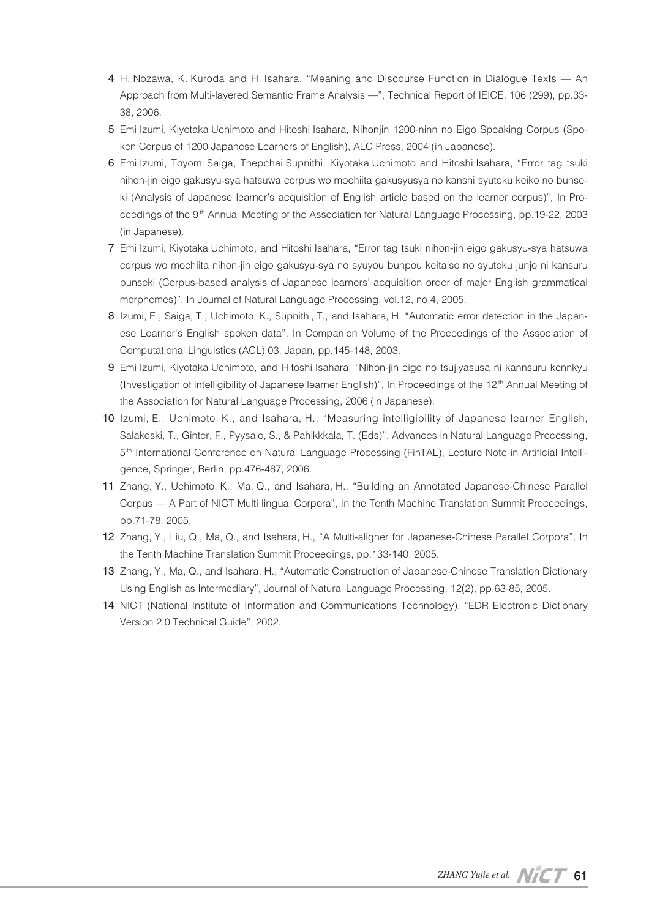4 H. Nozawa, K. Kuroda and H. Isahara, "Meaning and Discourse Function in Dialogue Texts — An Approach from Multi-layered Semantic Frame Analysis —", Technical Report of IEICE, 106 (299), pp.33-38, 2006.

5 Emi Izumi, Kiyotaka Uchimoto and Hitoshi Isahara, Nihonjin 1200-ninn no Eigo Speaking Corpus (Spoken Corpus of 1200 Japanese Learners of English), ALC Press, 2004 (in Japanese).

6 Emi Izumi, Toyomi Saiga, Thepchai Supnithi, Kiyotaka Uchimoto and Hitoshi Isahara, "Error tag tsuki nihon-jin eigo gakusyu-sya hatsuwa corpus wo mochiita gakusyusya no kanshi syutoku keiko no bunseki (Analysis of Japanese learner's acquisition of English article based on the learner corpus)", In Proceedings of the 9th Annual Meeting of the Association for Natural Language Processing, pp.19-22, 2003 (in Japanese).

7 Emi Izumi, Kiyotaka Uchimoto, and Hitoshi Isahara, "Error tag tsuki nihon-jin eigo gakusyu-sya hatsuwa corpus wo mochiita nihon-jin eigo gakusyu-sya no syuyou bunpou keitaiso no syutoku junjo ni kansuru bunseki (Corpus-based analysis of Japanese learners' acquisition order of major English grammatical morphemes)", In Journal of Natural Language Processing, vol.12, no.4, 2005.

8 Izumi, E., Saiga, T., Uchimoto, K., Supnithi, T., and Isahara, H. "Automatic error detection in the Japanese Learner's English spoken data", In Companion Volume of the Proceedings of the Association of Computational Linguistics (ACL) 03. Japan, pp.145-148, 2003.

9 Emi Izumi, Kiyotaka Uchimoto, and Hitoshi Isahara, "Nihon-jin eigo no tsujiyasusa ni kannsuru kennkyu (Investigation of intelligibility of Japanese learner English)", In Proceedings of the 12th Annual Meeting of the Association for Natural Language Processing, 2006 (in Japanese).

10 Izumi, E., Uchimoto, K., and Isahara, H., "Measuring intelligibility of Japanese learner English, Salakoski, T., Ginter, F., Pyysalo, S., & Pahikkkala, T. (Eds)". Advances in Natural Language Processing, 5th International Conference on Natural Language Processing (FinTAL), Lecture Note in Artificial Intelligence, Springer, Berlin, pp.476-487, 2006.

11 Zhang, Y., Uchimoto, K., Ma, Q., and Isahara, H., "Building an Annotated Japanese-Chinese Parallel Corpus — A Part of NICT Multi lingual Corpora", In the Tenth Machine Translation Summit Proceedings, pp.71-78, 2005.

12 Zhang, Y., Liu, Q., Ma, Q., and Isahara, H., "A Multi-aligner for Japanese-Chinese Parallel Corpora", In the Tenth Machine Translation Summit Proceedings, pp.133-140, 2005.

13 Zhang, Y., Ma, Q., and Isahara, H., "Automatic Construction of Japanese-Chinese Translation Dictionary Using English as Intermediary", Journal of Natural Language Processing, 12(2), pp.63-85, 2005.

14 NICT (National Institute of Information and Communications Technology), "EDR Electronic Dictionary Version 2.0 Technical Guide", 2002.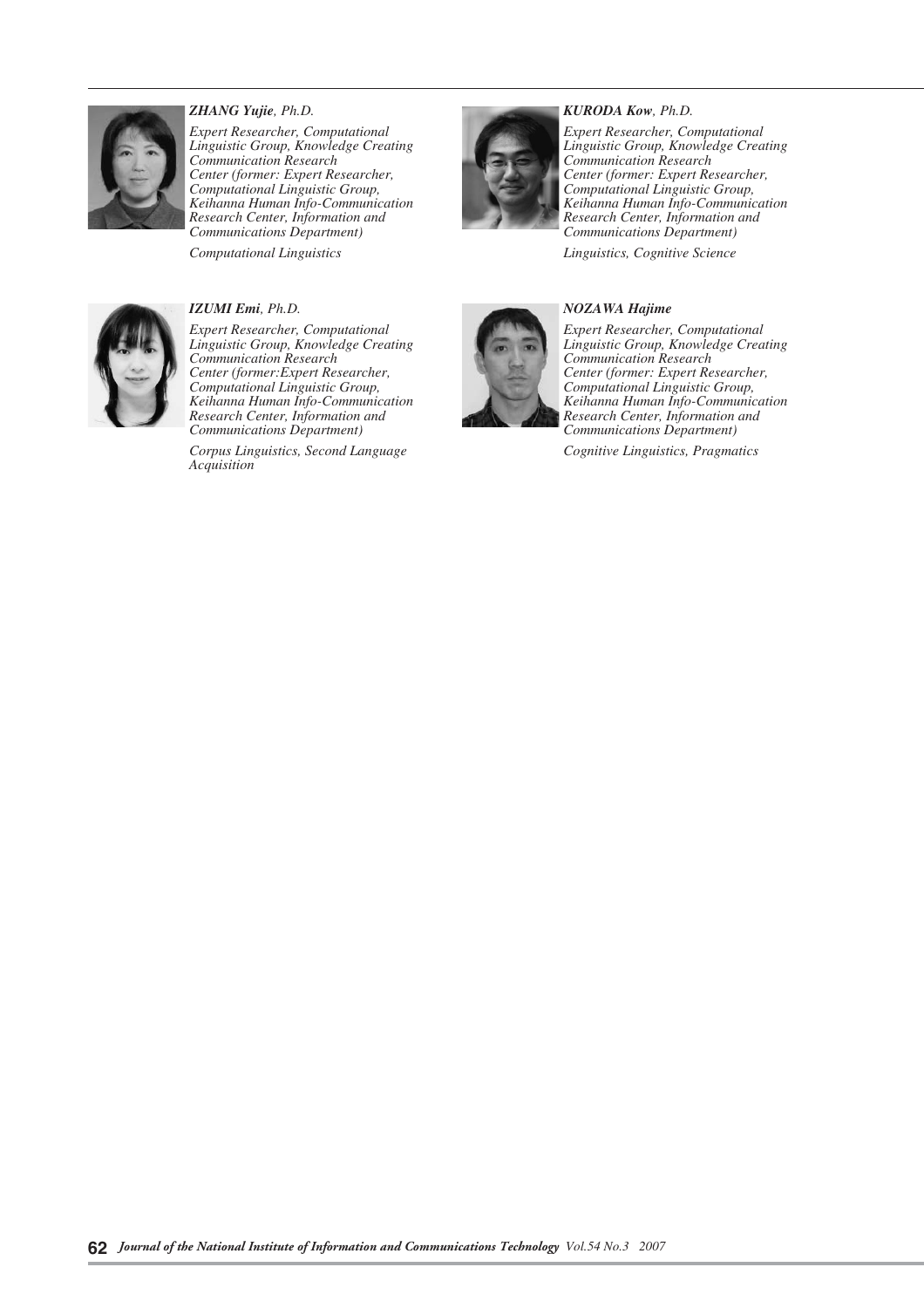***ZHANG Yujie**, Ph.D.*

*Expert Researcher, Computational Linguistic Group, Knowledge Creating Communication Research Center (former: Expert Researcher, Computational Linguistic Group, Keihanna Human Info-Communication Research Center, Information and Communications Department)*

*Computational Linguistics*

***KURODA Kow**, Ph.D.*

*Expert Researcher, Computational Linguistic Group, Knowledge Creating Communication Research Center (former: Expert Researcher, Computational Linguistic Group, Keihanna Human Info-Communication Research Center, Information and Communications Department)*

*Linguistics, Cognitive Science*

***IZUMI Emi**, Ph.D.*

*Expert Researcher, Computational Linguistic Group, Knowledge Creating Communication Research Center (former:Expert Researcher, Computational Linguistic Group, Keihanna Human Info-Communication Research Center, Information and Communications Department)*

*Corpus Linguistics, Second Language Acquisition*

***NOZAWA Hajime***

*Expert Researcher, Computational Linguistic Group, Knowledge Creating Communication Research Center (former: Expert Researcher, Computational Linguistic Group, Keihanna Human Info-Communication Research Center, Information and Communications Department)*

*Cognitive Linguistics, Pragmatics*